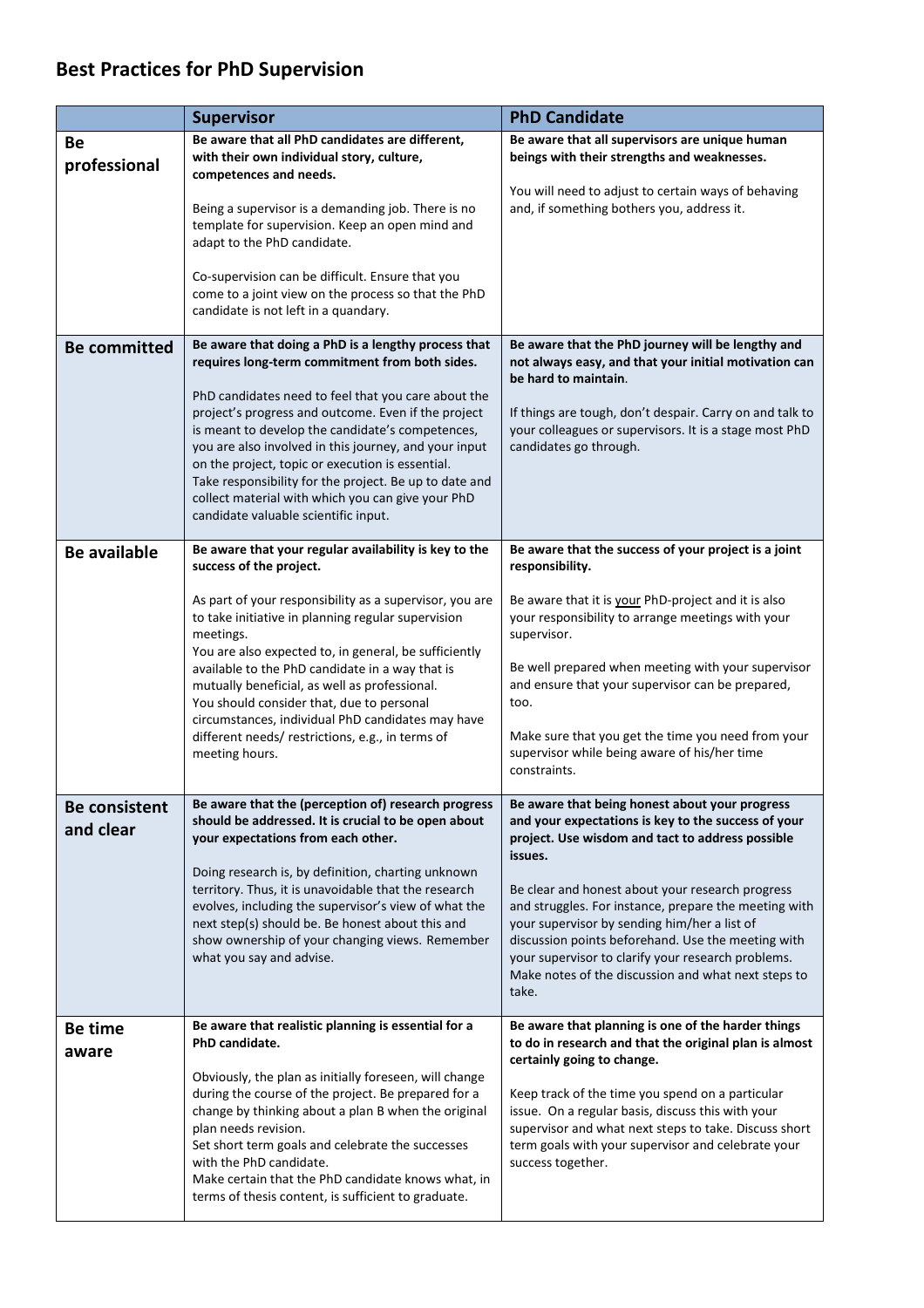# Best Practices for PhD Supervision

| | Supervisor | PhD Candidate |
|---|---|---|
| **Be professional** | **Be aware that all PhD candidates are different, with their own individual story, culture, competences and needs.**<br><br>Being a supervisor is a demanding job. There is no template for supervision. Keep an open mind and adapt to the PhD candidate.<br><br>Co-supervision can be difficult. Ensure that you come to a joint view on the process so that the PhD candidate is not left in a quandary. | **Be aware that all supervisors are unique human beings with their strengths and weaknesses.**<br><br>You will need to adjust to certain ways of behaving and, if something bothers you, address it. |
| **Be committed** | **Be aware that doing a PhD is a lengthy process that requires long-term commitment from both sides.**<br><br>PhD candidates need to feel that you care about the project's progress and outcome. Even if the project is meant to develop the candidate's competences, you are also involved in this journey, and your input on the project, topic or execution is essential.<br>Take responsibility for the project. Be up to date and collect material with which you can give your PhD candidate valuable scientific input. | **Be aware that the PhD journey will be lengthy and not always easy, and that your initial motivation can be hard to maintain**.<br><br>If things are tough, don't despair. Carry on and talk to your colleagues or supervisors. It is a stage most PhD candidates go through. |
| **Be available** | **Be aware that your regular availability is key to the success of the project.**<br><br>As part of your responsibility as a supervisor, you are to take initiative in planning regular supervision meetings.<br>You are also expected to, in general, be sufficiently available to the PhD candidate in a way that is mutually beneficial, as well as professional.<br>You should consider that, due to personal circumstances, individual PhD candidates may have different needs/ restrictions, e.g., in terms of meeting hours. | **Be aware that the success of your project is a joint responsibility.**<br><br>Be aware that it is <u>your</u> PhD-project and it is also your responsibility to arrange meetings with your supervisor.<br><br>Be well prepared when meeting with your supervisor and ensure that your supervisor can be prepared, too.<br><br>Make sure that you get the time you need from your supervisor while being aware of his/her time constraints. |
| **Be consistent and clear** | **Be aware that the (perception of) research progress should be addressed. It is crucial to be open about your expectations from each other.**<br><br>Doing research is, by definition, charting unknown territory. Thus, it is unavoidable that the research evolves, including the supervisor's view of what the next step(s) should be. Be honest about this and show ownership of your changing views. Remember what you say and advise. | **Be aware that being honest about your progress and your expectations is key to the success of your project. Use wisdom and tact to address possible issues.**<br><br>Be clear and honest about your research progress and struggles. For instance, prepare the meeting with your supervisor by sending him/her a list of discussion points beforehand. Use the meeting with your supervisor to clarify your research problems. Make notes of the discussion and what next steps to take. |
| **Be time aware** | **Be aware that realistic planning is essential for a PhD candidate.**<br><br>Obviously, the plan as initially foreseen, will change during the course of the project. Be prepared for a change by thinking about a plan B when the original plan needs revision.<br>Set short term goals and celebrate the successes with the PhD candidate.<br>Make certain that the PhD candidate knows what, in terms of thesis content, is sufficient to graduate. | **Be aware that planning is one of the harder things to do in research and that the original plan is almost certainly going to change.**<br><br>Keep track of the time you spend on a particular issue. On a regular basis, discuss this with your supervisor and what next steps to take. Discuss short term goals with your supervisor and celebrate your success together. |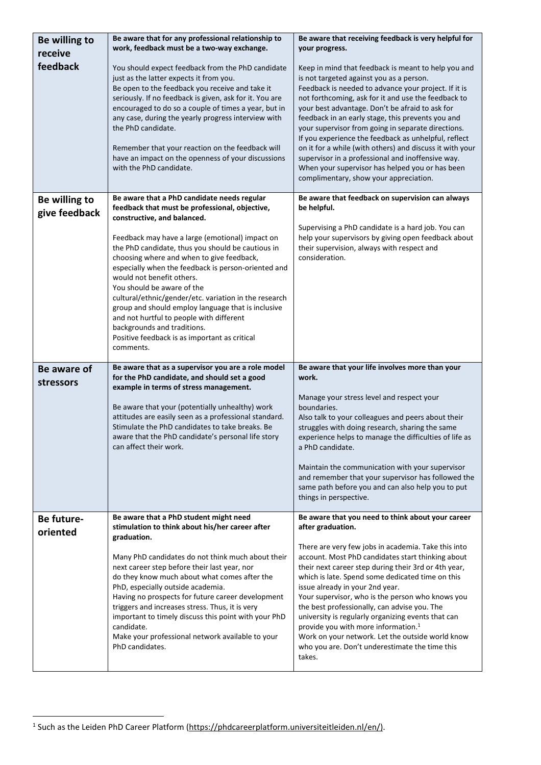| | | |
|---|---|---|
| **Be willing to receive feedback** | **Be aware that for any professional relationship to work, feedback must be a two-way exchange.**<br><br>You should expect feedback from the PhD candidate just as the latter expects it from you.<br>Be open to the feedback you receive and take it seriously. If no feedback is given, ask for it. You are encouraged to do so a couple of times a year, but in any case, during the yearly progress interview with the PhD candidate.<br><br>Remember that your reaction on the feedback will have an impact on the openness of your discussions with the PhD candidate. | **Be aware that receiving feedback is very helpful for your progress.**<br><br>Keep in mind that feedback is meant to help you and is not targeted against you as a person.<br>Feedback is needed to advance your project. If it is not forthcoming, ask for it and use the feedback to your best advantage. Don't be afraid to ask for feedback in an early stage, this prevents you and your supervisor from going in separate directions.<br>If you experience the feedback as unhelpful, reflect on it for a while (with others) and discuss it with your supervisor in a professional and inoffensive way.<br>When your supervisor has helped you or has been complimentary, show your appreciation. |
| **Be willing to give feedback** | **Be aware that a PhD candidate needs regular feedback that must be professional, objective, constructive, and balanced.**<br><br>Feedback may have a large (emotional) impact on the PhD candidate, thus you should be cautious in choosing where and when to give feedback, especially when the feedback is person-oriented and would not benefit others.<br>You should be aware of the cultural/ethnic/gender/etc. variation in the research group and should employ language that is inclusive and not hurtful to people with different backgrounds and traditions.<br>Positive feedback is as important as critical comments. | **Be aware that feedback on supervision can always be helpful.**<br><br>Supervising a PhD candidate is a hard job. You can help your supervisors by giving open feedback about their supervision, always with respect and consideration. |
| **Be aware of stressors** | **Be aware that as a supervisor you are a role model for the PhD candidate, and should set a good example in terms of stress management.**<br><br>Be aware that your (potentially unhealthy) work attitudes are easily seen as a professional standard. Stimulate the PhD candidates to take breaks. Be aware that the PhD candidate's personal life story can affect their work. | **Be aware that your life involves more than your work.**<br><br>Manage your stress level and respect your boundaries.<br>Also talk to your colleagues and peers about their struggles with doing research, sharing the same experience helps to manage the difficulties of life as a PhD candidate.<br><br>Maintain the communication with your supervisor and remember that your supervisor has followed the same path before you and can also help you to put things in perspective. |
| **Be future-oriented** | **Be aware that a PhD student might need stimulation to think about his/her career after graduation.**<br><br>Many PhD candidates do not think much about their next career step before their last year, nor do they know much about what comes after the PhD, especially outside academia.<br>Having no prospects for future career development triggers and increases stress. Thus, it is very important to timely discuss this point with your PhD candidate.<br>Make your professional network available to your PhD candidates. | **Be aware that you need to think about your career after graduation.**<br><br>There are very few jobs in academia. Take this into account. Most PhD candidates start thinking about their next career step during their 3rd or 4th year, which is late. Spend some dedicated time on this issue already in your 2nd year.<br>Your supervisor, who is the person who knows you the best professionally, can advise you. The university is regularly organizing events that can provide you with more information.[1]<br>Work on your network. Let the outside world know who you are. Don't underestimate the time this takes. |

[1] Such as the Leiden PhD Career Platform (https://phdcareerplatform.universiteitleiden.nl/en/).